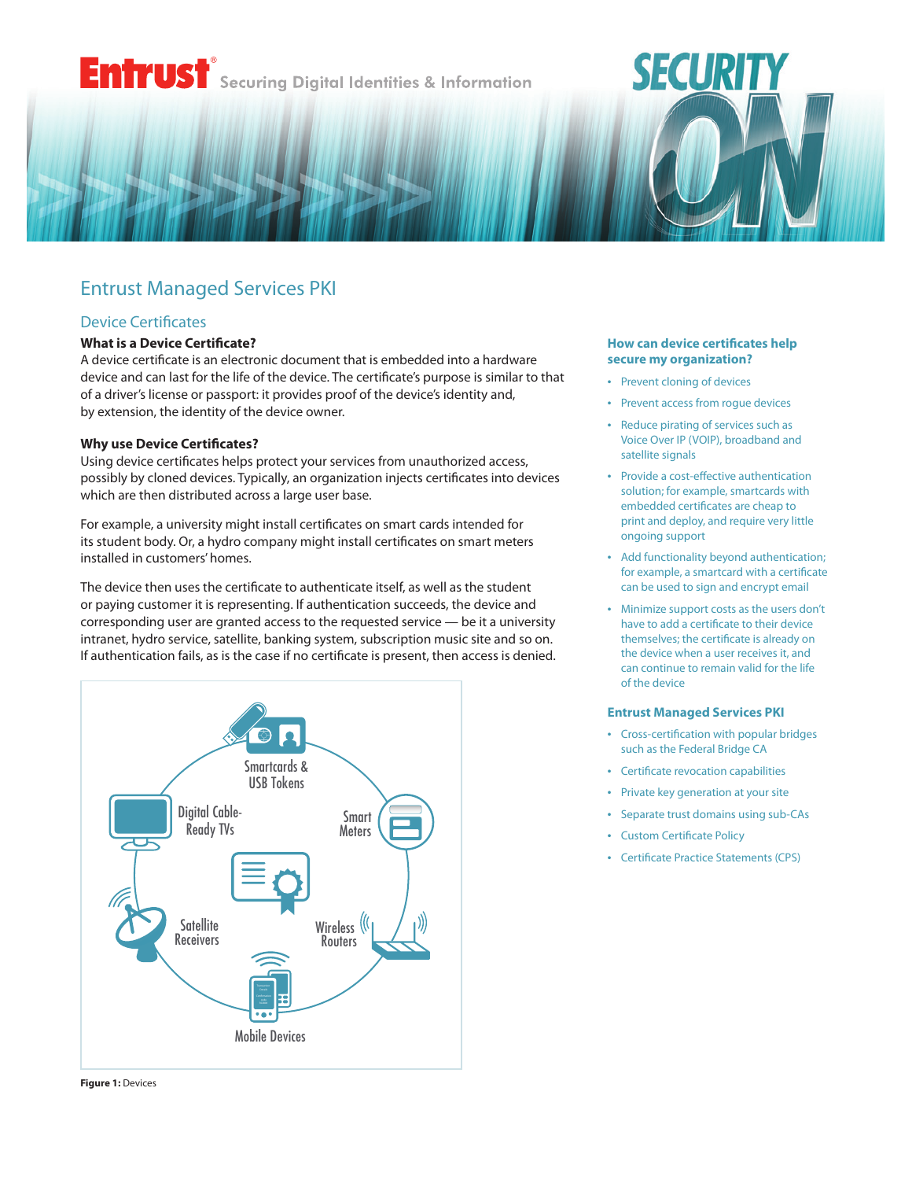# Entrust Managed Services PKI

## Device Certificates

### What is a Device Certificate?

A device certificate is an electronic document that is embedded into a hardware device and can last for the life of the device. The certificate's purpose is similar to that of a driver's license or passport: it provides proof of the device's identity and, by extension, the identity of the device owner.

### Why use Device Certificates?

Using device certificates helps protect your services from unauthorized access, possibly by cloned devices. Typically, an organization injects certificates into devices which are then distributed across a large user base.

For example, a university might install certificates on smart cards intended for its student body. Or, a hydro company might install certificates on smart meters installed in customers' homes.

The device then uses the certificate to authenticate itself, as well as the student or paying customer it is representing. If authentication succeeds, the device and corresponding user are granted access to the requested service — be it a university intranet, hydro service, satellite, banking system, subscription music site and so on. If authentication fails, as is the case if no certificate is present, then access is denied.

Smartcards & USB Tokens

Digital Cable-Ready TVs

Smart Meters

Satellite Receivers

Wireless Routers

Mobile Devices

**Figure 1:** Devices

### How can device certificates help secure my organization?

- Prevent cloning of devices
- Prevent access from rogue devices
- Reduce pirating of services such as Voice Over IP (VOIP), broadband and satellite signals
- Provide a cost-effective authentication solution; for example, smartcards with embedded certificates are cheap to print and deploy, and require very little ongoing support
- Add functionality beyond authentication; for example, a smartcard with a certificate can be used to sign and encrypt email
- Minimize support costs as the users don't have to add a certificate to their device themselves; the certificate is already on the device when a user receives it, and can continue to remain valid for the life of the device

### Entrust Managed Services PKI

- Cross-certification with popular bridges such as the Federal Bridge CA
- Certificate revocation capabilities
- Private key generation at your site
- Separate trust domains using sub-CAs
- Custom Certificate Policy
- Certificate Practice Statements (CPS)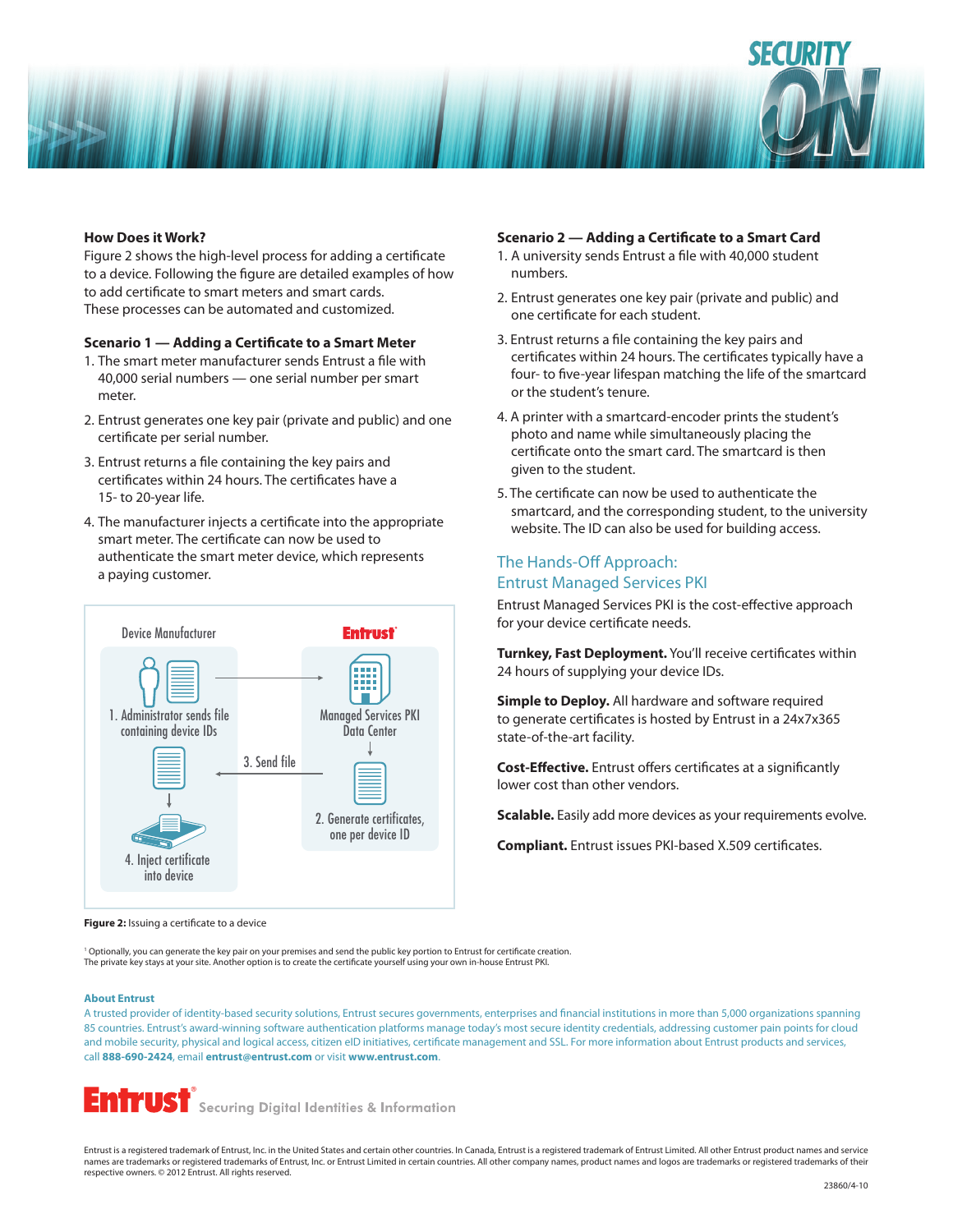### How Does it Work?

Figure 2 shows the high-level process for adding a certificate to a device. Following the figure are detailed examples of how to add certificate to smart meters and smart cards. These processes can be automated and customized.

### Scenario 1 — Adding a Certificate to a Smart Meter

1. The smart meter manufacturer sends Entrust a file with 40,000 serial numbers — one serial number per smart meter.
2. Entrust generates one key pair (private and public) and one certificate per serial number.
3. Entrust returns a file containing the key pairs and certificates within 24 hours. The certificates have a 15- to 20-year life.
4. The manufacturer injects a certificate into the appropriate smart meter. The certificate can now be used to authenticate the smart meter device, which represents a paying customer.

Device Manufacturer

Entrust

1. Administrator sends file containing device IDs

Managed Services PKI Data Center

3. Send file

2. Generate certificates, one per device ID

4. Inject certificate into device

**Figure 2:** Issuing a certificate to a device

### Scenario 2 — Adding a Certificate to a Smart Card

1. A university sends Entrust a file with 40,000 student numbers.
2. Entrust generates one key pair (private and public) and one certificate for each student.
3. Entrust returns a file containing the key pairs and certificates within 24 hours. The certificates typically have a four- to five-year lifespan matching the life of the smartcard or the student's tenure.
4. A printer with a smartcard-encoder prints the student's photo and name while simultaneously placing the certificate onto the smart card. The smartcard is then given to the student.
5. The certificate can now be used to authenticate the smartcard, and the corresponding student, to the university website. The ID can also be used for building access.

## The Hands-Off Approach: Entrust Managed Services PKI

Entrust Managed Services PKI is the cost-effective approach for your device certificate needs.

**Turnkey, Fast Deployment.** You'll receive certificates within 24 hours of supplying your device IDs.

**Simple to Deploy.** All hardware and software required to generate certificates is hosted by Entrust in a 24x7x365 state-of-the-art facility.

**Cost-Effective.** Entrust offers certificates at a significantly lower cost than other vendors.

**Scalable.** Easily add more devices as your requirements evolve.

**Compliant.** Entrust issues PKI-based X.509 certificates.

[1] Optionally, you can generate the key pair on your premises and send the public key portion to Entrust for certificate creation. The private key stays at your site. Another option is to create the certificate yourself using your own in-house Entrust PKI.

**About Entrust**

A trusted provider of identity-based security solutions, Entrust secures governments, enterprises and financial institutions in more than 5,000 organizations spanning 85 countries. Entrust's award-winning software authentication platforms manage today's most secure identity credentials, addressing customer pain points for cloud and mobile security, physical and logical access, citizen eID initiatives, certificate management and SSL. For more information about Entrust products and services, call **888-690-2424**, email **entrust@entrust.com** or visit **www.entrust.com**.

Entrust® Securing Digital Identities & Information

Entrust is a registered trademark of Entrust, Inc. in the United States and certain other countries. In Canada, Entrust is a registered trademark of Entrust Limited. All other Entrust product names and service names are trademarks or registered trademarks of Entrust, Inc. or Entrust Limited in certain countries. All other company names, product names and logos are trademarks or registered trademarks of their respective owners. © 2012 Entrust. All rights reserved.

23860/4-10